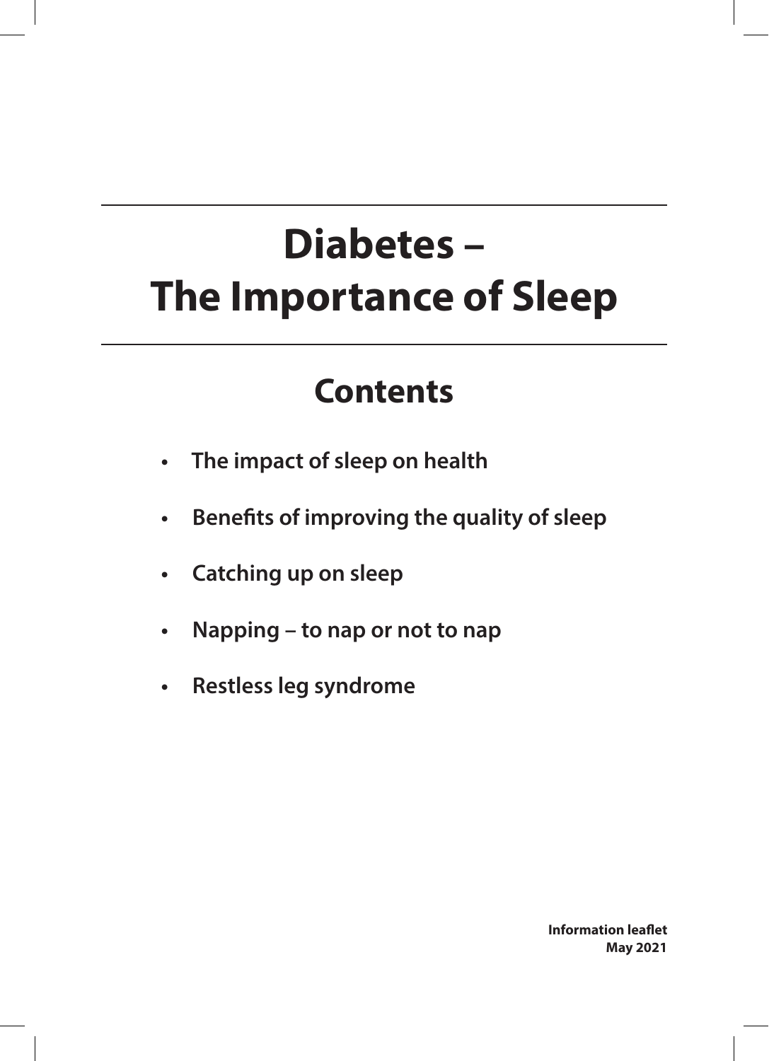# Diabetes – The Importance of Sleep

## Contents

- The impact of sleep on health
- Benefits of improving the quality of sleep
- Catching up on sleep
- Napping – to nap or not to nap
- Restless leg syndrome

**Information leaflet**
**May 2021**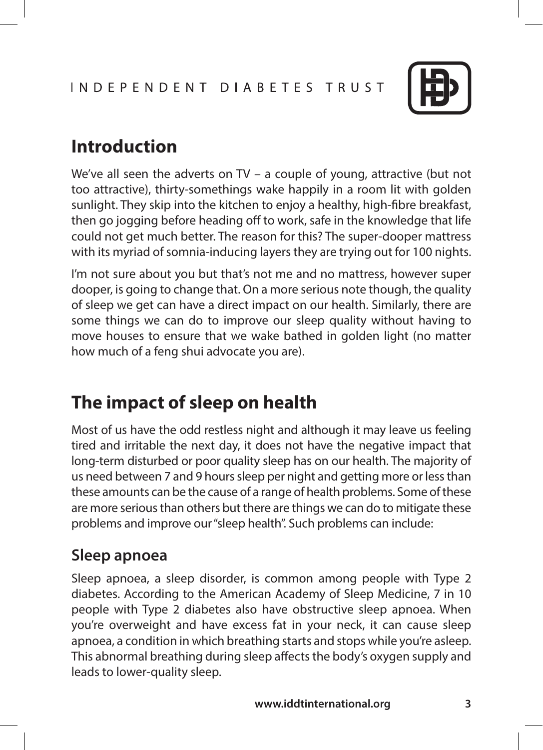## Introduction

We've all seen the adverts on TV – a couple of young, attractive (but not too attractive), thirty-somethings wake happily in a room lit with golden sunlight. They skip into the kitchen to enjoy a healthy, high-fibre breakfast, then go jogging before heading off to work, safe in the knowledge that life could not get much better. The reason for this? The super-dooper mattress with its myriad of somnia-inducing layers they are trying out for 100 nights.

I'm not sure about you but that's not me and no mattress, however super dooper, is going to change that. On a more serious note though, the quality of sleep we get can have a direct impact on our health. Similarly, there are some things we can do to improve our sleep quality without having to move houses to ensure that we wake bathed in golden light (no matter how much of a feng shui advocate you are).

## The impact of sleep on health

Most of us have the odd restless night and although it may leave us feeling tired and irritable the next day, it does not have the negative impact that long-term disturbed or poor quality sleep has on our health. The majority of us need between 7 and 9 hours sleep per night and getting more or less than these amounts can be the cause of a range of health problems. Some of these are more serious than others but there are things we can do to mitigate these problems and improve our "sleep health". Such problems can include:

### Sleep apnoea

Sleep apnoea, a sleep disorder, is common among people with Type 2 diabetes. According to the American Academy of Sleep Medicine, 7 in 10 people with Type 2 diabetes also have obstructive sleep apnoea. When you're overweight and have excess fat in your neck, it can cause sleep apnoea, a condition in which breathing starts and stops while you're asleep. This abnormal breathing during sleep affects the body's oxygen supply and leads to lower-quality sleep.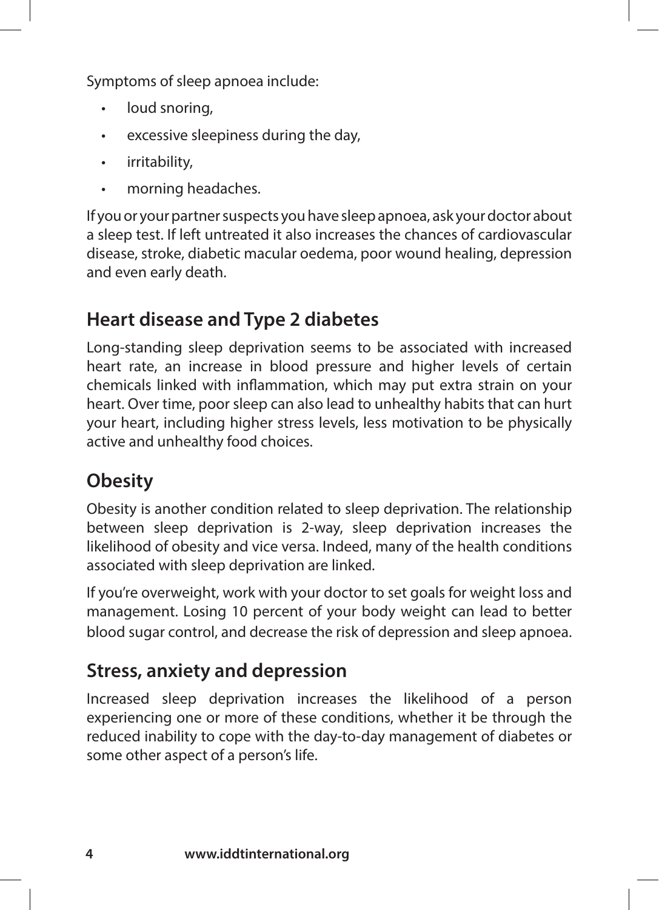Symptoms of sleep apnoea include:

- loud snoring,
- excessive sleepiness during the day,
- irritability,
- morning headaches.

If you or your partner suspects you have sleep apnoea, ask your doctor about a sleep test. If left untreated it also increases the chances of cardiovascular disease, stroke, diabetic macular oedema, poor wound healing, depression and even early death.

## Heart disease and Type 2 diabetes

Long-standing sleep deprivation seems to be associated with increased heart rate, an increase in blood pressure and higher levels of certain chemicals linked with inflammation, which may put extra strain on your heart. Over time, poor sleep can also lead to unhealthy habits that can hurt your heart, including higher stress levels, less motivation to be physically active and unhealthy food choices.

## Obesity

Obesity is another condition related to sleep deprivation. The relationship between sleep deprivation is 2-way, sleep deprivation increases the likelihood of obesity and vice versa. Indeed, many of the health conditions associated with sleep deprivation are linked.

If you're overweight, work with your doctor to set goals for weight loss and management. Losing 10 percent of your body weight can lead to better blood sugar control, and decrease the risk of depression and sleep apnoea.

## Stress, anxiety and depression

Increased sleep deprivation increases the likelihood of a person experiencing one or more of these conditions, whether it be through the reduced inability to cope with the day-to-day management of diabetes or some other aspect of a person's life.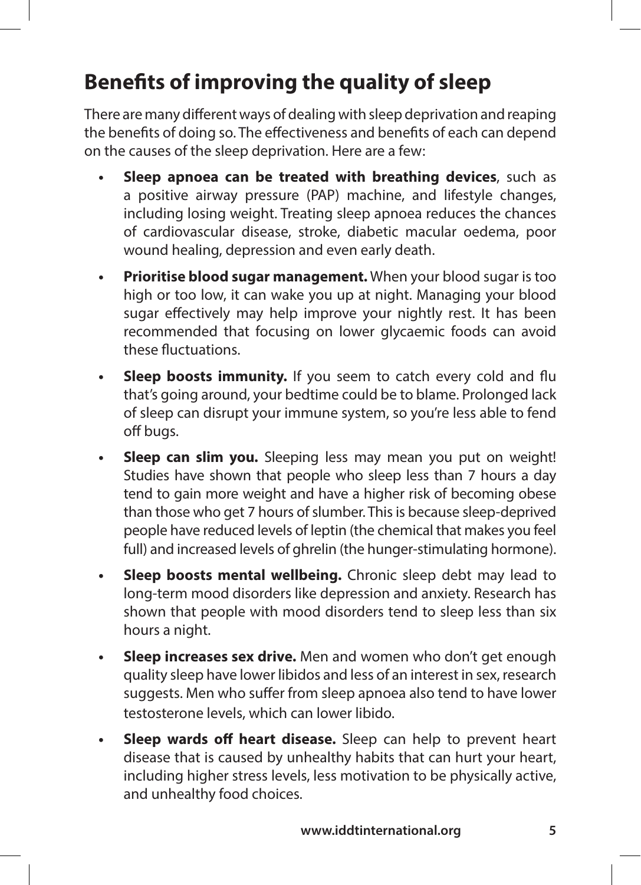## Benefits of improving the quality of sleep

There are many different ways of dealing with sleep deprivation and reaping the benefits of doing so. The effectiveness and benefits of each can depend on the causes of the sleep deprivation. Here are a few:

- **Sleep apnoea can be treated with breathing devices**, such as a positive airway pressure (PAP) machine, and lifestyle changes, including losing weight. Treating sleep apnoea reduces the chances of cardiovascular disease, stroke, diabetic macular oedema, poor wound healing, depression and even early death.
- **Prioritise blood sugar management.** When your blood sugar is too high or too low, it can wake you up at night. Managing your blood sugar effectively may help improve your nightly rest. It has been recommended that focusing on lower glycaemic foods can avoid these fluctuations.
- **Sleep boosts immunity.** If you seem to catch every cold and flu that's going around, your bedtime could be to blame. Prolonged lack of sleep can disrupt your immune system, so you're less able to fend off bugs.
- **Sleep can slim you.** Sleeping less may mean you put on weight! Studies have shown that people who sleep less than 7 hours a day tend to gain more weight and have a higher risk of becoming obese than those who get 7 hours of slumber. This is because sleep-deprived people have reduced levels of leptin (the chemical that makes you feel full) and increased levels of ghrelin (the hunger-stimulating hormone).
- **Sleep boosts mental wellbeing.** Chronic sleep debt may lead to long-term mood disorders like depression and anxiety. Research has shown that people with mood disorders tend to sleep less than six hours a night.
- **Sleep increases sex drive.** Men and women who don't get enough quality sleep have lower libidos and less of an interest in sex, research suggests. Men who suffer from sleep apnoea also tend to have lower testosterone levels, which can lower libido.
- **Sleep wards off heart disease.** Sleep can help to prevent heart disease that is caused by unhealthy habits that can hurt your heart, including higher stress levels, less motivation to be physically active, and unhealthy food choices.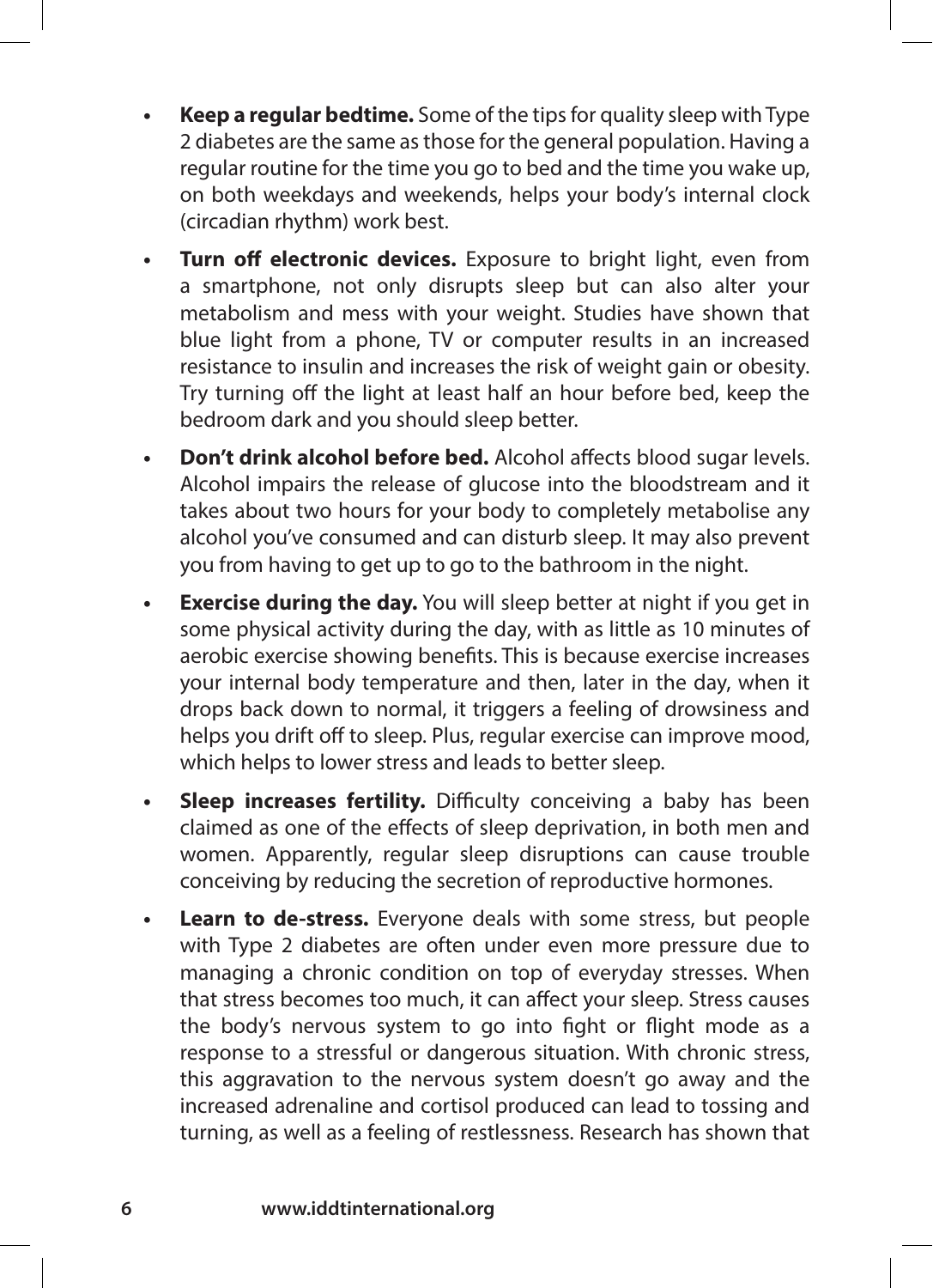- **Keep a regular bedtime.** Some of the tips for quality sleep with Type 2 diabetes are the same as those for the general population. Having a regular routine for the time you go to bed and the time you wake up, on both weekdays and weekends, helps your body's internal clock (circadian rhythm) work best.
- **Turn off electronic devices.** Exposure to bright light, even from a smartphone, not only disrupts sleep but can also alter your metabolism and mess with your weight. Studies have shown that blue light from a phone, TV or computer results in an increased resistance to insulin and increases the risk of weight gain or obesity. Try turning off the light at least half an hour before bed, keep the bedroom dark and you should sleep better.
- **Don't drink alcohol before bed.** Alcohol affects blood sugar levels. Alcohol impairs the release of glucose into the bloodstream and it takes about two hours for your body to completely metabolise any alcohol you've consumed and can disturb sleep. It may also prevent you from having to get up to go to the bathroom in the night.
- **Exercise during the day.** You will sleep better at night if you get in some physical activity during the day, with as little as 10 minutes of aerobic exercise showing benefits. This is because exercise increases your internal body temperature and then, later in the day, when it drops back down to normal, it triggers a feeling of drowsiness and helps you drift off to sleep. Plus, regular exercise can improve mood, which helps to lower stress and leads to better sleep.
- **Sleep increases fertility.** Difficulty conceiving a baby has been claimed as one of the effects of sleep deprivation, in both men and women. Apparently, regular sleep disruptions can cause trouble conceiving by reducing the secretion of reproductive hormones.
- **Learn to de-stress.** Everyone deals with some stress, but people with Type 2 diabetes are often under even more pressure due to managing a chronic condition on top of everyday stresses. When that stress becomes too much, it can affect your sleep. Stress causes the body's nervous system to go into fight or flight mode as a response to a stressful or dangerous situation. With chronic stress, this aggravation to the nervous system doesn't go away and the increased adrenaline and cortisol produced can lead to tossing and turning, as well as a feeling of restlessness. Research has shown that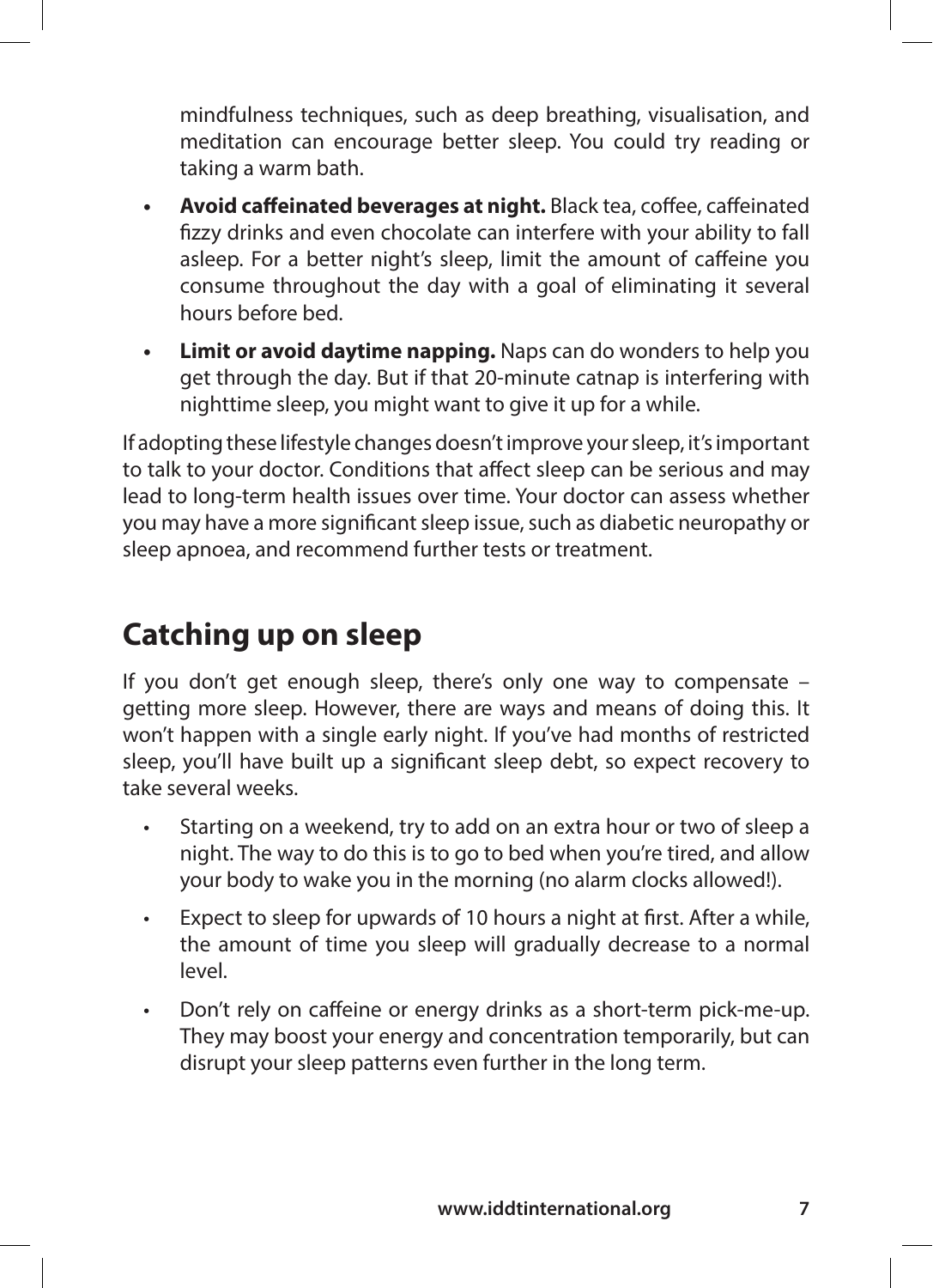mindfulness techniques, such as deep breathing, visualisation, and meditation can encourage better sleep. You could try reading or taking a warm bath.

- **Avoid caffeinated beverages at night.** Black tea, coffee, caffeinated fizzy drinks and even chocolate can interfere with your ability to fall asleep. For a better night's sleep, limit the amount of caffeine you consume throughout the day with a goal of eliminating it several hours before bed.
- **Limit or avoid daytime napping.** Naps can do wonders to help you get through the day. But if that 20-minute catnap is interfering with nighttime sleep, you might want to give it up for a while.

If adopting these lifestyle changes doesn't improve your sleep, it's important to talk to your doctor. Conditions that affect sleep can be serious and may lead to long-term health issues over time. Your doctor can assess whether you may have a more significant sleep issue, such as diabetic neuropathy or sleep apnoea, and recommend further tests or treatment.

## Catching up on sleep

If you don't get enough sleep, there's only one way to compensate – getting more sleep. However, there are ways and means of doing this. It won't happen with a single early night. If you've had months of restricted sleep, you'll have built up a significant sleep debt, so expect recovery to take several weeks.

- Starting on a weekend, try to add on an extra hour or two of sleep a night. The way to do this is to go to bed when you're tired, and allow your body to wake you in the morning (no alarm clocks allowed!).
- Expect to sleep for upwards of 10 hours a night at first. After a while, the amount of time you sleep will gradually decrease to a normal level.
- Don't rely on caffeine or energy drinks as a short-term pick-me-up. They may boost your energy and concentration temporarily, but can disrupt your sleep patterns even further in the long term.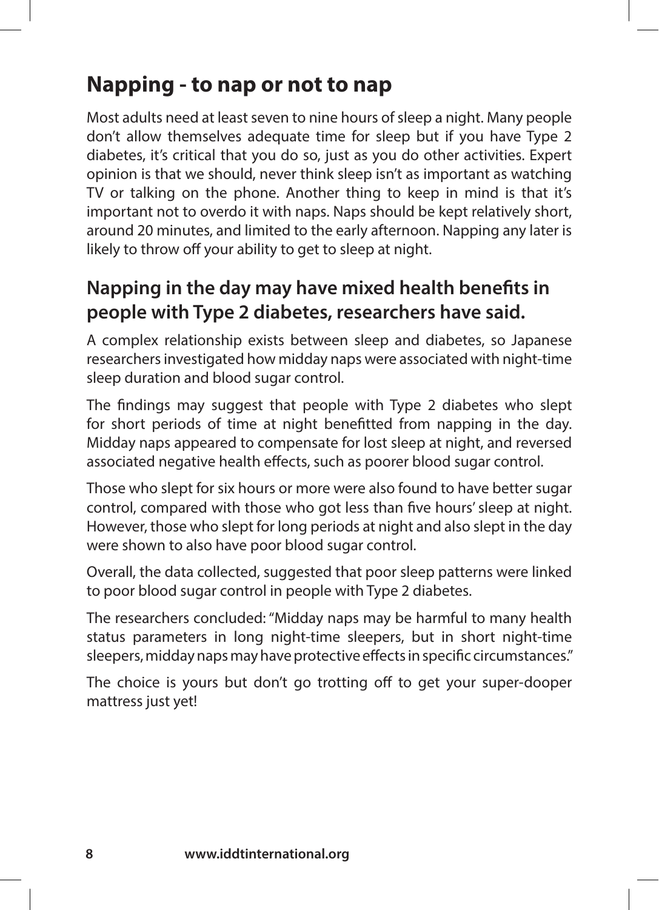# Napping - to nap or not to nap

Most adults need at least seven to nine hours of sleep a night. Many people don't allow themselves adequate time for sleep but if you have Type 2 diabetes, it's critical that you do so, just as you do other activities. Expert opinion is that we should, never think sleep isn't as important as watching TV or talking on the phone. Another thing to keep in mind is that it's important not to overdo it with naps. Naps should be kept relatively short, around 20 minutes, and limited to the early afternoon. Napping any later is likely to throw off your ability to get to sleep at night.

## Napping in the day may have mixed health benefits in people with Type 2 diabetes, researchers have said.

A complex relationship exists between sleep and diabetes, so Japanese researchers investigated how midday naps were associated with night-time sleep duration and blood sugar control.

The findings may suggest that people with Type 2 diabetes who slept for short periods of time at night benefitted from napping in the day. Midday naps appeared to compensate for lost sleep at night, and reversed associated negative health effects, such as poorer blood sugar control.

Those who slept for six hours or more were also found to have better sugar control, compared with those who got less than five hours' sleep at night. However, those who slept for long periods at night and also slept in the day were shown to also have poor blood sugar control.

Overall, the data collected, suggested that poor sleep patterns were linked to poor blood sugar control in people with Type 2 diabetes.

The researchers concluded: "Midday naps may be harmful to many health status parameters in long night-time sleepers, but in short night-time sleepers, midday naps may have protective effects in specific circumstances."

The choice is yours but don't go trotting off to get your super-dooper mattress just yet!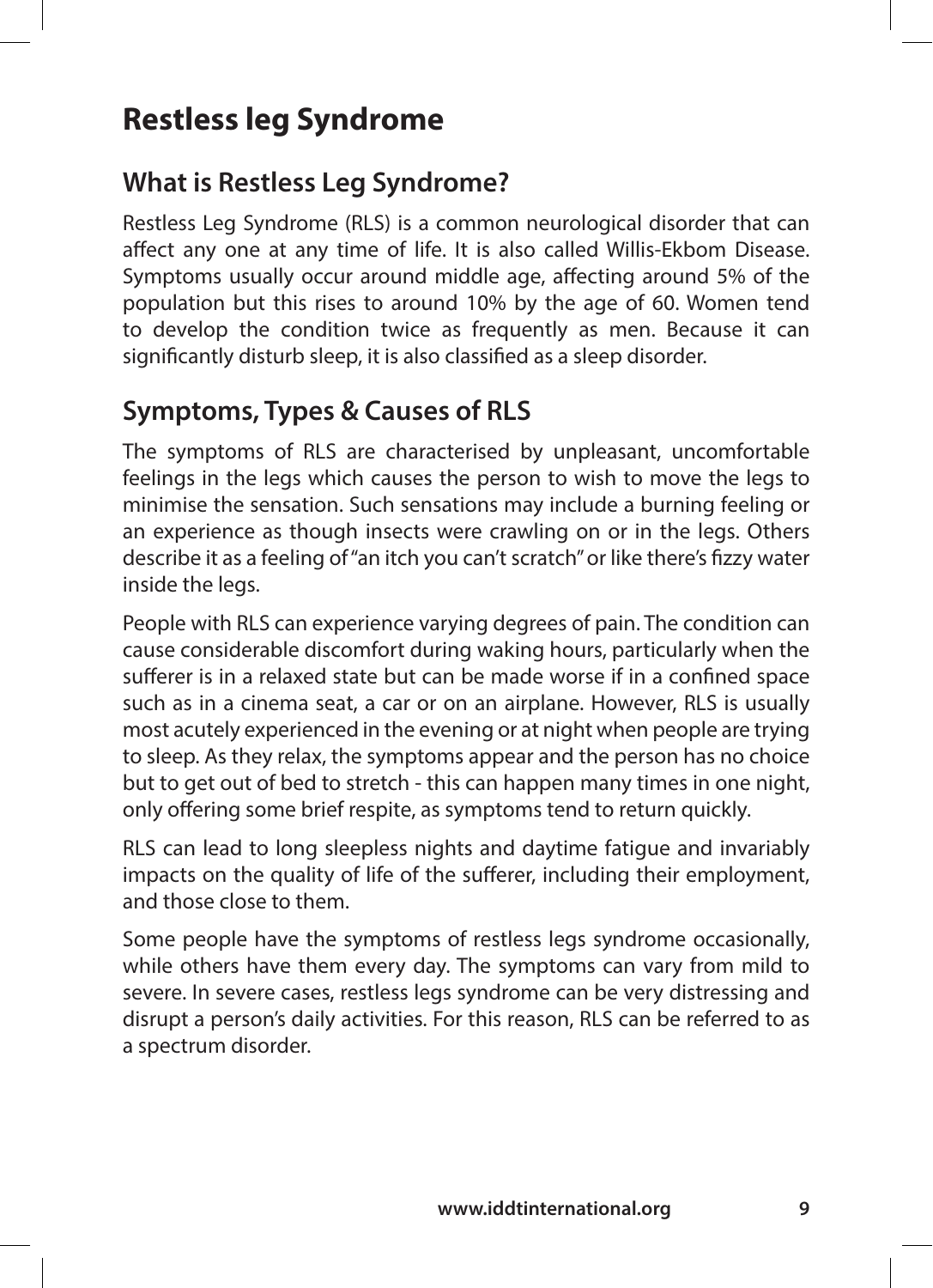# Restless leg Syndrome

## What is Restless Leg Syndrome?

Restless Leg Syndrome (RLS) is a common neurological disorder that can affect any one at any time of life. It is also called Willis-Ekbom Disease. Symptoms usually occur around middle age, affecting around 5% of the population but this rises to around 10% by the age of 60. Women tend to develop the condition twice as frequently as men. Because it can significantly disturb sleep, it is also classified as a sleep disorder.

## Symptoms, Types & Causes of RLS

The symptoms of RLS are characterised by unpleasant, uncomfortable feelings in the legs which causes the person to wish to move the legs to minimise the sensation. Such sensations may include a burning feeling or an experience as though insects were crawling on or in the legs. Others describe it as a feeling of "an itch you can't scratch" or like there's fizzy water inside the legs.

People with RLS can experience varying degrees of pain. The condition can cause considerable discomfort during waking hours, particularly when the sufferer is in a relaxed state but can be made worse if in a confined space such as in a cinema seat, a car or on an airplane. However, RLS is usually most acutely experienced in the evening or at night when people are trying to sleep. As they relax, the symptoms appear and the person has no choice but to get out of bed to stretch - this can happen many times in one night, only offering some brief respite, as symptoms tend to return quickly.

RLS can lead to long sleepless nights and daytime fatigue and invariably impacts on the quality of life of the sufferer, including their employment, and those close to them.

Some people have the symptoms of restless legs syndrome occasionally, while others have them every day. The symptoms can vary from mild to severe. In severe cases, restless legs syndrome can be very distressing and disrupt a person's daily activities. For this reason, RLS can be referred to as a spectrum disorder.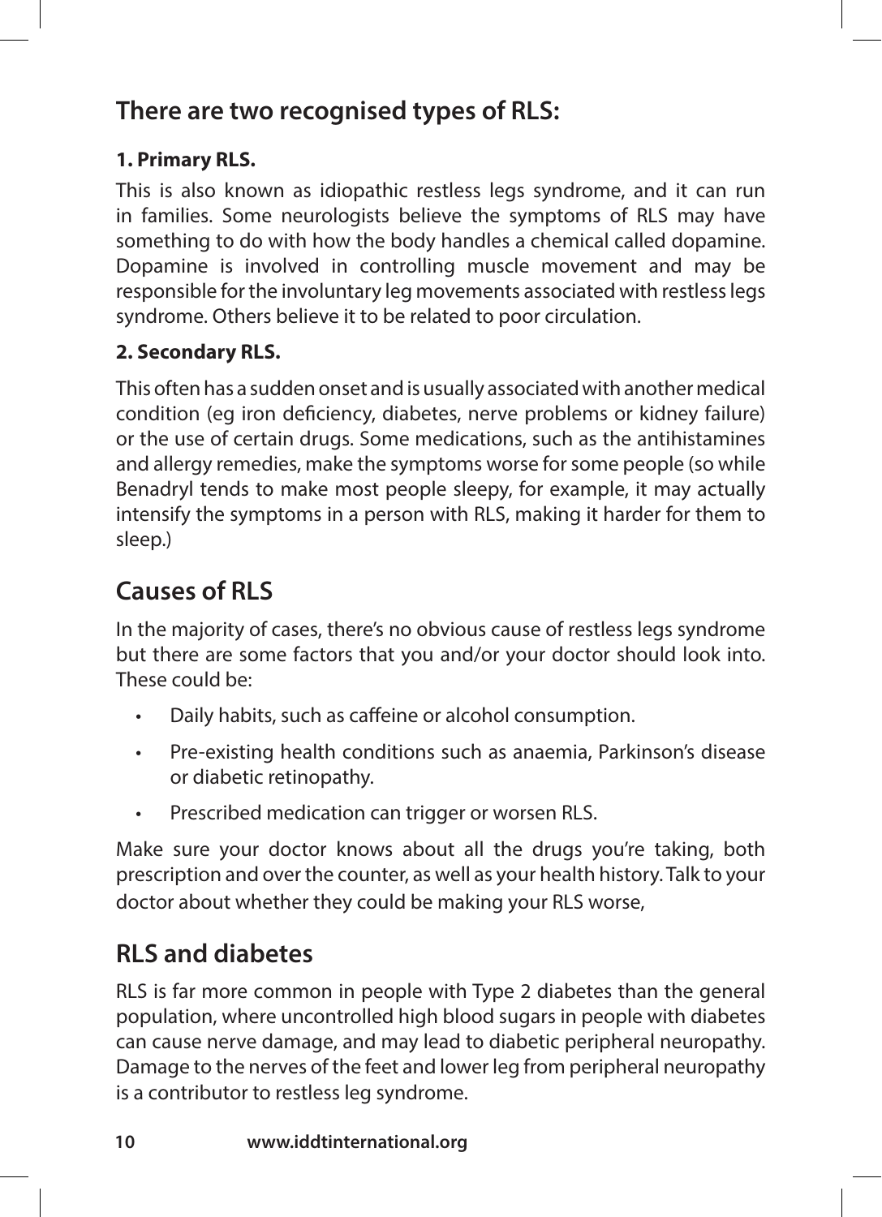## There are two recognised types of RLS:

**1. Primary RLS.**

This is also known as idiopathic restless legs syndrome, and it can run in families. Some neurologists believe the symptoms of RLS may have something to do with how the body handles a chemical called dopamine. Dopamine is involved in controlling muscle movement and may be responsible for the involuntary leg movements associated with restless legs syndrome. Others believe it to be related to poor circulation.

**2. Secondary RLS.**

This often has a sudden onset and is usually associated with another medical condition (eg iron deficiency, diabetes, nerve problems or kidney failure) or the use of certain drugs. Some medications, such as the antihistamines and allergy remedies, make the symptoms worse for some people (so while Benadryl tends to make most people sleepy, for example, it may actually intensify the symptoms in a person with RLS, making it harder for them to sleep.)

## Causes of RLS

In the majority of cases, there's no obvious cause of restless legs syndrome but there are some factors that you and/or your doctor should look into. These could be:

- Daily habits, such as caffeine or alcohol consumption.
- Pre-existing health conditions such as anaemia, Parkinson's disease or diabetic retinopathy.
- Prescribed medication can trigger or worsen RLS.

Make sure your doctor knows about all the drugs you're taking, both prescription and over the counter, as well as your health history. Talk to your doctor about whether they could be making your RLS worse,

## RLS and diabetes

RLS is far more common in people with Type 2 diabetes than the general population, where uncontrolled high blood sugars in people with diabetes can cause nerve damage, and may lead to diabetic peripheral neuropathy. Damage to the nerves of the feet and lower leg from peripheral neuropathy is a contributor to restless leg syndrome.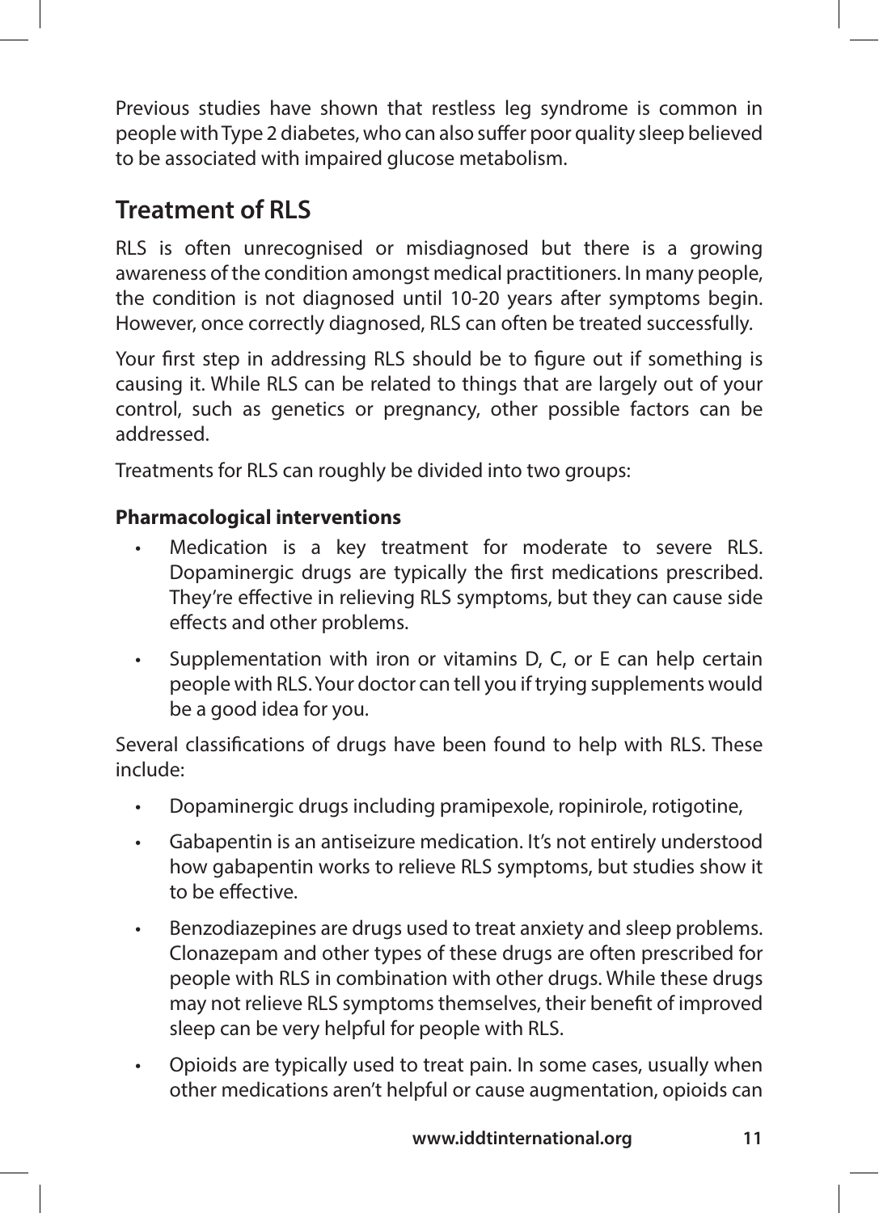Previous studies have shown that restless leg syndrome is common in people with Type 2 diabetes, who can also suffer poor quality sleep believed to be associated with impaired glucose metabolism.

## Treatment of RLS

RLS is often unrecognised or misdiagnosed but there is a growing awareness of the condition amongst medical practitioners. In many people, the condition is not diagnosed until 10-20 years after symptoms begin. However, once correctly diagnosed, RLS can often be treated successfully.

Your first step in addressing RLS should be to figure out if something is causing it. While RLS can be related to things that are largely out of your control, such as genetics or pregnancy, other possible factors can be addressed.

Treatments for RLS can roughly be divided into two groups:

**Pharmacological interventions**

- Medication is a key treatment for moderate to severe RLS. Dopaminergic drugs are typically the first medications prescribed. They're effective in relieving RLS symptoms, but they can cause side effects and other problems.
- Supplementation with iron or vitamins D, C, or E can help certain people with RLS. Your doctor can tell you if trying supplements would be a good idea for you.

Several classifications of drugs have been found to help with RLS. These include:

- Dopaminergic drugs including pramipexole, ropinirole, rotigotine,
- Gabapentin is an antiseizure medication. It's not entirely understood how gabapentin works to relieve RLS symptoms, but studies show it to be effective.
- Benzodiazepines are drugs used to treat anxiety and sleep problems. Clonazepam and other types of these drugs are often prescribed for people with RLS in combination with other drugs. While these drugs may not relieve RLS symptoms themselves, their benefit of improved sleep can be very helpful for people with RLS.
- Opioids are typically used to treat pain. In some cases, usually when other medications aren't helpful or cause augmentation, opioids can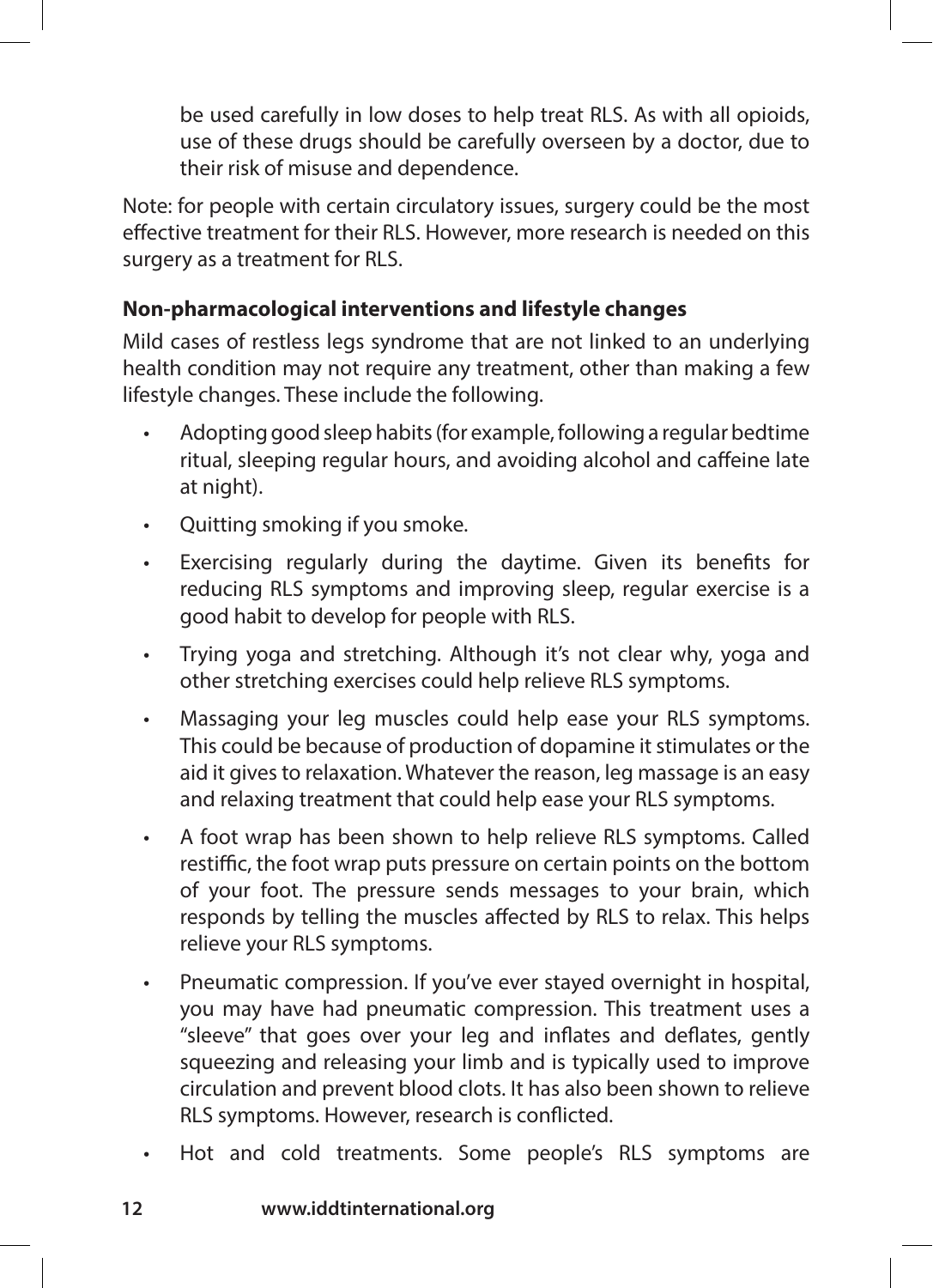be used carefully in low doses to help treat RLS. As with all opioids, use of these drugs should be carefully overseen by a doctor, due to their risk of misuse and dependence.

Note: for people with certain circulatory issues, surgery could be the most effective treatment for their RLS. However, more research is needed on this surgery as a treatment for RLS.

**Non-pharmacological interventions and lifestyle changes**

Mild cases of restless legs syndrome that are not linked to an underlying health condition may not require any treatment, other than making a few lifestyle changes. These include the following.

- Adopting good sleep habits (for example, following a regular bedtime ritual, sleeping regular hours, and avoiding alcohol and caffeine late at night).
- Quitting smoking if you smoke.
- Exercising regularly during the daytime. Given its benefits for reducing RLS symptoms and improving sleep, regular exercise is a good habit to develop for people with RLS.
- Trying yoga and stretching. Although it's not clear why, yoga and other stretching exercises could help relieve RLS symptoms.
- Massaging your leg muscles could help ease your RLS symptoms. This could be because of production of dopamine it stimulates or the aid it gives to relaxation. Whatever the reason, leg massage is an easy and relaxing treatment that could help ease your RLS symptoms.
- A foot wrap has been shown to help relieve RLS symptoms. Called restiffic, the foot wrap puts pressure on certain points on the bottom of your foot. The pressure sends messages to your brain, which responds by telling the muscles affected by RLS to relax. This helps relieve your RLS symptoms.
- Pneumatic compression. If you've ever stayed overnight in hospital, you may have had pneumatic compression. This treatment uses a "sleeve" that goes over your leg and inflates and deflates, gently squeezing and releasing your limb and is typically used to improve circulation and prevent blood clots. It has also been shown to relieve RLS symptoms. However, research is conflicted.
- Hot and cold treatments. Some people's RLS symptoms are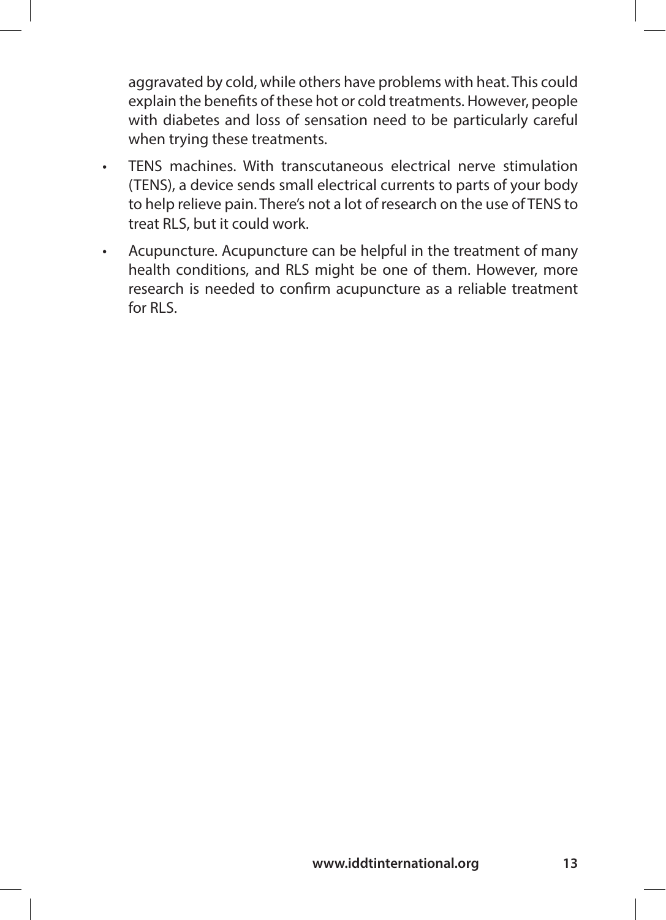aggravated by cold, while others have problems with heat. This could explain the benefits of these hot or cold treatments. However, people with diabetes and loss of sensation need to be particularly careful when trying these treatments.

- TENS machines. With transcutaneous electrical nerve stimulation (TENS), a device sends small electrical currents to parts of your body to help relieve pain. There's not a lot of research on the use of TENS to treat RLS, but it could work.
- Acupuncture. Acupuncture can be helpful in the treatment of many health conditions, and RLS might be one of them. However, more research is needed to confirm acupuncture as a reliable treatment for RLS.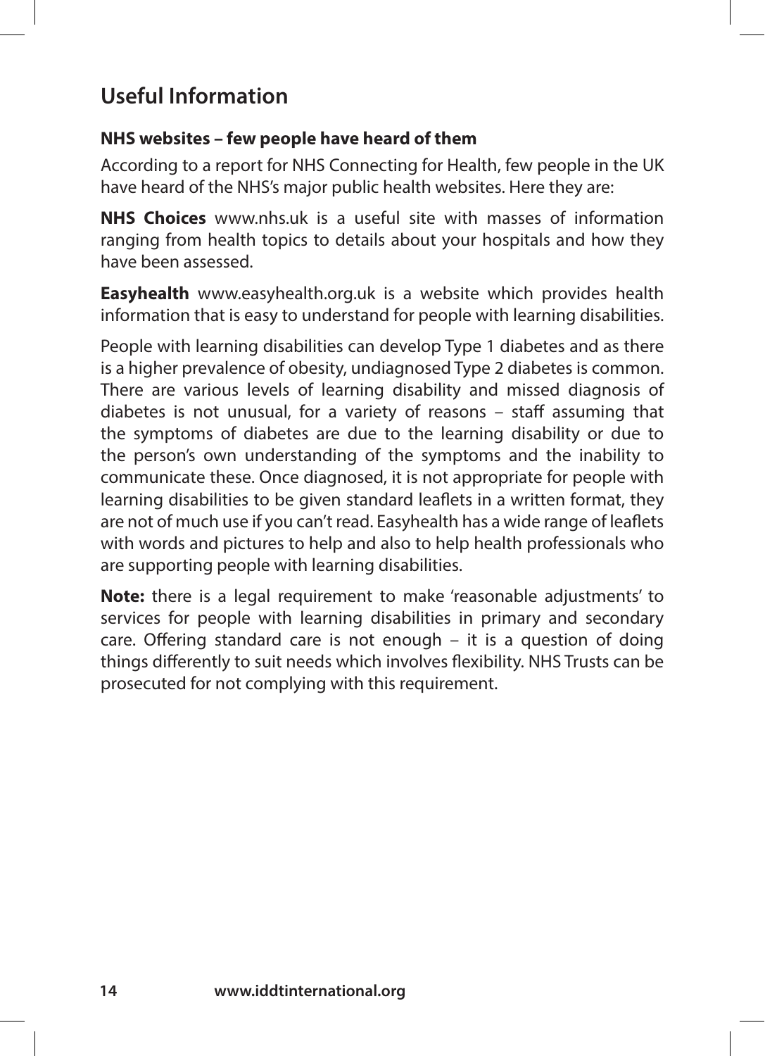## Useful Information

### NHS websites – few people have heard of them

According to a report for NHS Connecting for Health, few people in the UK have heard of the NHS's major public health websites. Here they are:

**NHS Choices** www.nhs.uk is a useful site with masses of information ranging from health topics to details about your hospitals and how they have been assessed.

**Easyhealth** www.easyhealth.org.uk is a website which provides health information that is easy to understand for people with learning disabilities.

People with learning disabilities can develop Type 1 diabetes and as there is a higher prevalence of obesity, undiagnosed Type 2 diabetes is common. There are various levels of learning disability and missed diagnosis of diabetes is not unusual, for a variety of reasons – staff assuming that the symptoms of diabetes are due to the learning disability or due to the person's own understanding of the symptoms and the inability to communicate these. Once diagnosed, it is not appropriate for people with learning disabilities to be given standard leaflets in a written format, they are not of much use if you can't read. Easyhealth has a wide range of leaflets with words and pictures to help and also to help health professionals who are supporting people with learning disabilities.

**Note:** there is a legal requirement to make 'reasonable adjustments' to services for people with learning disabilities in primary and secondary care. Offering standard care is not enough – it is a question of doing things differently to suit needs which involves flexibility. NHS Trusts can be prosecuted for not complying with this requirement.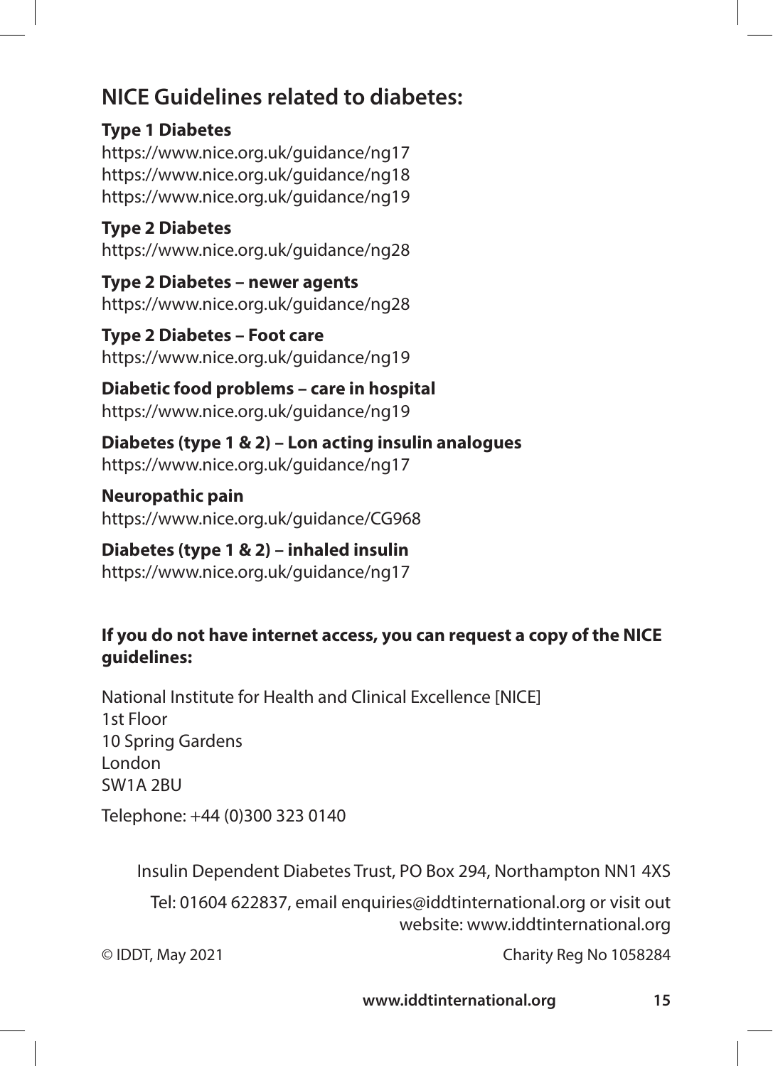## NICE Guidelines related to diabetes:

**Type 1 Diabetes**
https://www.nice.org.uk/guidance/ng17
https://www.nice.org.uk/guidance/ng18
https://www.nice.org.uk/guidance/ng19

**Type 2 Diabetes**
https://www.nice.org.uk/guidance/ng28

**Type 2 Diabetes – newer agents**
https://www.nice.org.uk/guidance/ng28

**Type 2 Diabetes – Foot care**
https://www.nice.org.uk/guidance/ng19

**Diabetic food problems – care in hospital**
https://www.nice.org.uk/guidance/ng19

**Diabetes (type 1 & 2) – Lon acting insulin analogues**
https://www.nice.org.uk/guidance/ng17

**Neuropathic pain**
https://www.nice.org.uk/guidance/CG968

**Diabetes (type 1 & 2) – inhaled insulin**
https://www.nice.org.uk/guidance/ng17

**If you do not have internet access, you can request a copy of the NICE guidelines:**

National Institute for Health and Clinical Excellence [NICE]
1st Floor
10 Spring Gardens
London
SW1A 2BU

Telephone: +44 (0)300 323 0140

Insulin Dependent Diabetes Trust, PO Box 294, Northampton NN1 4XS

Tel: 01604 622837, email enquiries@iddtinternational.org or visit out website: www.iddtinternational.org

© IDDT, May 2021

Charity Reg No 1058284